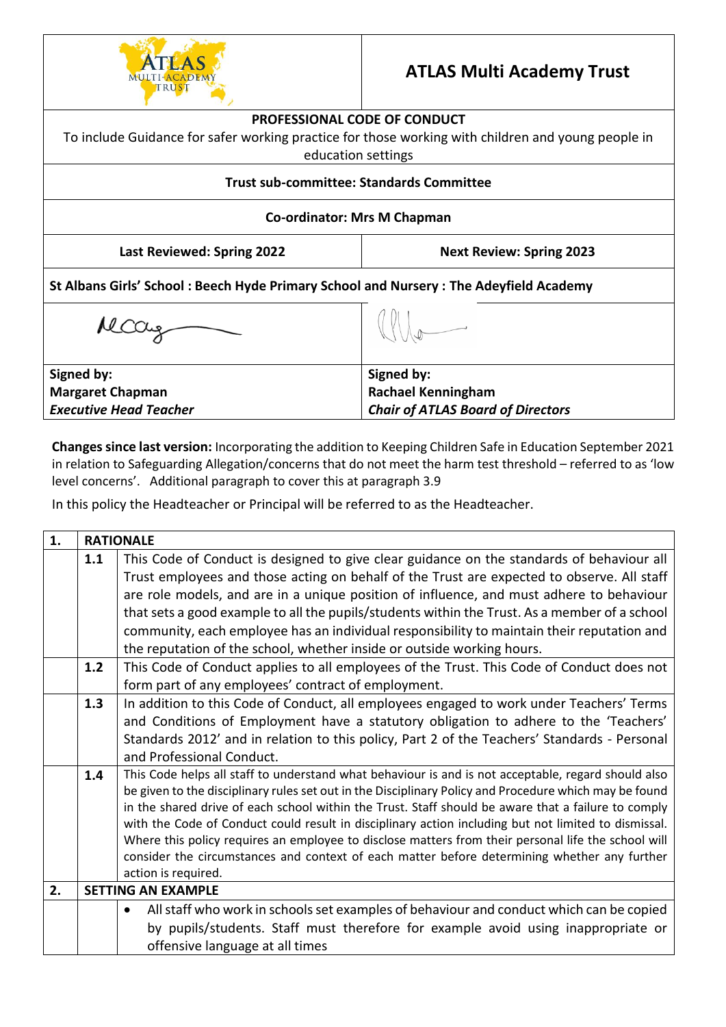# ATLAS Multi Academy Trust

**PROFESSIONAL CODE OF CONDUCT**

To include Guidance for safer working practice for those working with children and young people in education settings

**Trust sub-committee: Standards Committee**

**Co-ordinator: Mrs M Chapman**

| **Last Reviewed: Spring 2022** | **Next Review: Spring 2023** |
|---|---|

**St Albans Girls' School : Beech Hyde Primary School and Nursery : The Adeyfield Academy**

| **Signed by:** | **Signed by:** |
|---|---|
| **Margaret Chapman** | **Rachael Kenningham** |
| ***Executive Head Teacher*** | ***Chair of ATLAS Board of Directors*** |

**Changes since last version:** Incorporating the addition to Keeping Children Safe in Education September 2021 in relation to Safeguarding Allegation/concerns that do not meet the harm test threshold – referred to as 'low level concerns'. Additional paragraph to cover this at paragraph 3.9

In this policy the Headteacher or Principal will be referred to as the Headteacher.

| **1.** | **RATIONALE** | |
|---|---|---|
| | **1.1** | This Code of Conduct is designed to give clear guidance on the standards of behaviour all Trust employees and those acting on behalf of the Trust are expected to observe. All staff are role models, and are in a unique position of influence, and must adhere to behaviour that sets a good example to all the pupils/students within the Trust. As a member of a school community, each employee has an individual responsibility to maintain their reputation and the reputation of the school, whether inside or outside working hours. |
| | **1.2** | This Code of Conduct applies to all employees of the Trust. This Code of Conduct does not form part of any employees' contract of employment. |
| | **1.3** | In addition to this Code of Conduct, all employees engaged to work under Teachers' Terms and Conditions of Employment have a statutory obligation to adhere to the 'Teachers' Standards 2012' and in relation to this policy, Part 2 of the Teachers' Standards - Personal and Professional Conduct. |
| | **1.4** | This Code helps all staff to understand what behaviour is and is not acceptable, regard should also be given to the disciplinary rules set out in the Disciplinary Policy and Procedure which may be found in the shared drive of each school within the Trust. Staff should be aware that a failure to comply with the Code of Conduct could result in disciplinary action including but not limited to dismissal. Where this policy requires an employee to disclose matters from their personal life the school will consider the circumstances and context of each matter before determining whether any further action is required. |
| **2.** | **SETTING AN EXAMPLE** | |
| | | • All staff who work in schools set examples of behaviour and conduct which can be copied by pupils/students. Staff must therefore for example avoid using inappropriate or offensive language at all times |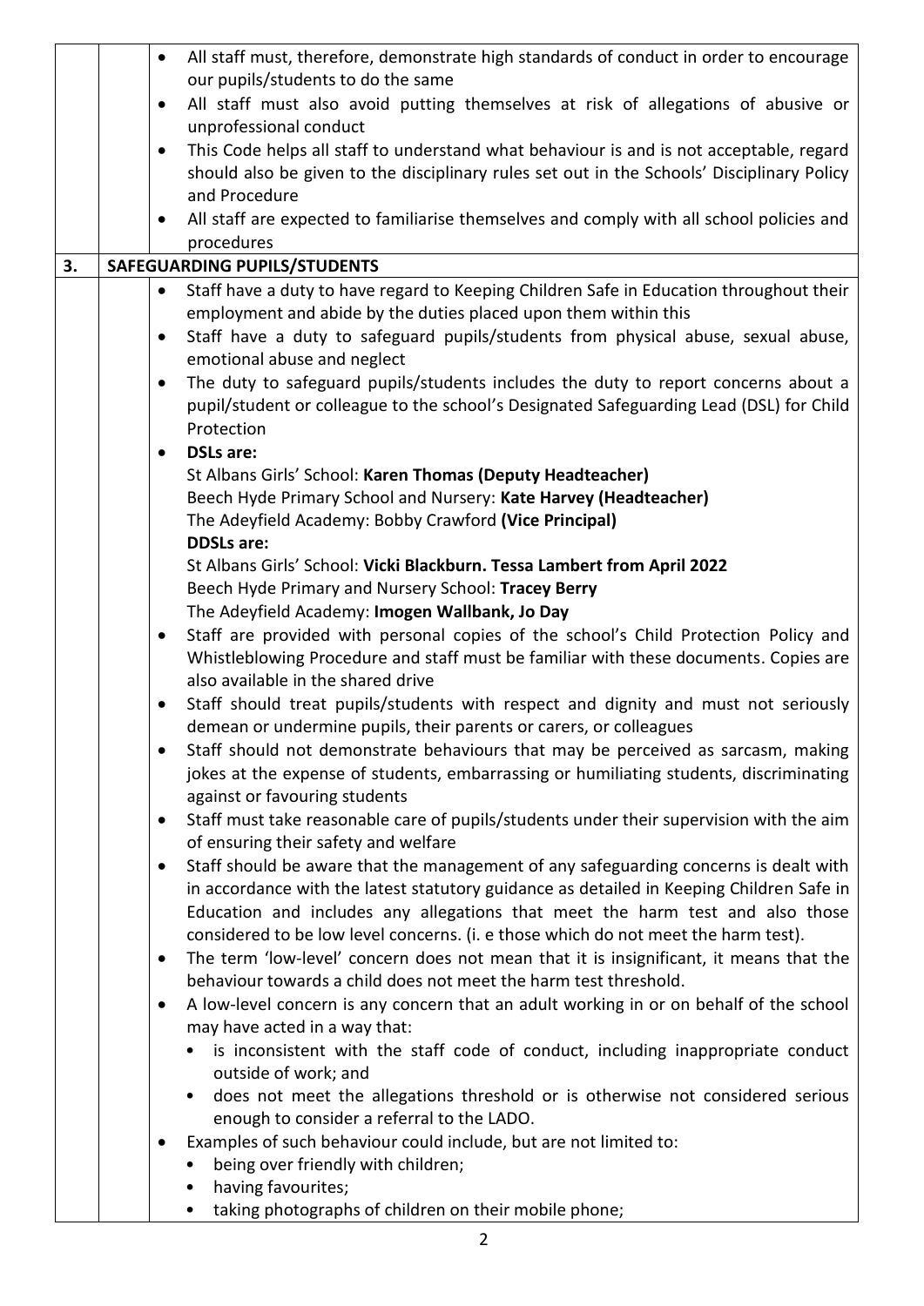- All staff must, therefore, demonstrate high standards of conduct in order to encourage our pupils/students to do the same
- All staff must also avoid putting themselves at risk of allegations of abusive or unprofessional conduct
- This Code helps all staff to understand what behaviour is and is not acceptable, regard should also be given to the disciplinary rules set out in the Schools' Disciplinary Policy and Procedure
- All staff are expected to familiarise themselves and comply with all school policies and procedures

## 3. SAFEGUARDING PUPILS/STUDENTS

- Staff have a duty to have regard to Keeping Children Safe in Education throughout their employment and abide by the duties placed upon them within this
- Staff have a duty to safeguard pupils/students from physical abuse, sexual abuse, emotional abuse and neglect
- The duty to safeguard pupils/students includes the duty to report concerns about a pupil/student or colleague to the school's Designated Safeguarding Lead (DSL) for Child Protection
- **DSLs are:**
  St Albans Girls' School: **Karen Thomas (Deputy Headteacher)**
  Beech Hyde Primary School and Nursery: **Kate Harvey (Headteacher)**
  The Adeyfield Academy: Bobby Crawford **(Vice Principal)**
  **DDSLs are:**
  St Albans Girls' School: **Vicki Blackburn. Tessa Lambert from April 2022**
  Beech Hyde Primary and Nursery School: **Tracey Berry**
  The Adeyfield Academy: **Imogen Wallbank, Jo Day**
- Staff are provided with personal copies of the school's Child Protection Policy and Whistleblowing Procedure and staff must be familiar with these documents. Copies are also available in the shared drive
- Staff should treat pupils/students with respect and dignity and must not seriously demean or undermine pupils, their parents or carers, or colleagues
- Staff should not demonstrate behaviours that may be perceived as sarcasm, making jokes at the expense of students, embarrassing or humiliating students, discriminating against or favouring students
- Staff must take reasonable care of pupils/students under their supervision with the aim of ensuring their safety and welfare
- Staff should be aware that the management of any safeguarding concerns is dealt with in accordance with the latest statutory guidance as detailed in Keeping Children Safe in Education and includes any allegations that meet the harm test and also those considered to be low level concerns. (i. e those which do not meet the harm test).
- The term 'low-level' concern does not mean that it is insignificant, it means that the behaviour towards a child does not meet the harm test threshold.
- A low-level concern is any concern that an adult working in or on behalf of the school may have acted in a way that:
  - is inconsistent with the staff code of conduct, including inappropriate conduct outside of work; and
  - does not meet the allegations threshold or is otherwise not considered serious enough to consider a referral to the LADO.
- Examples of such behaviour could include, but are not limited to:
  - being over friendly with children;
  - having favourites;
  - taking photographs of children on their mobile phone;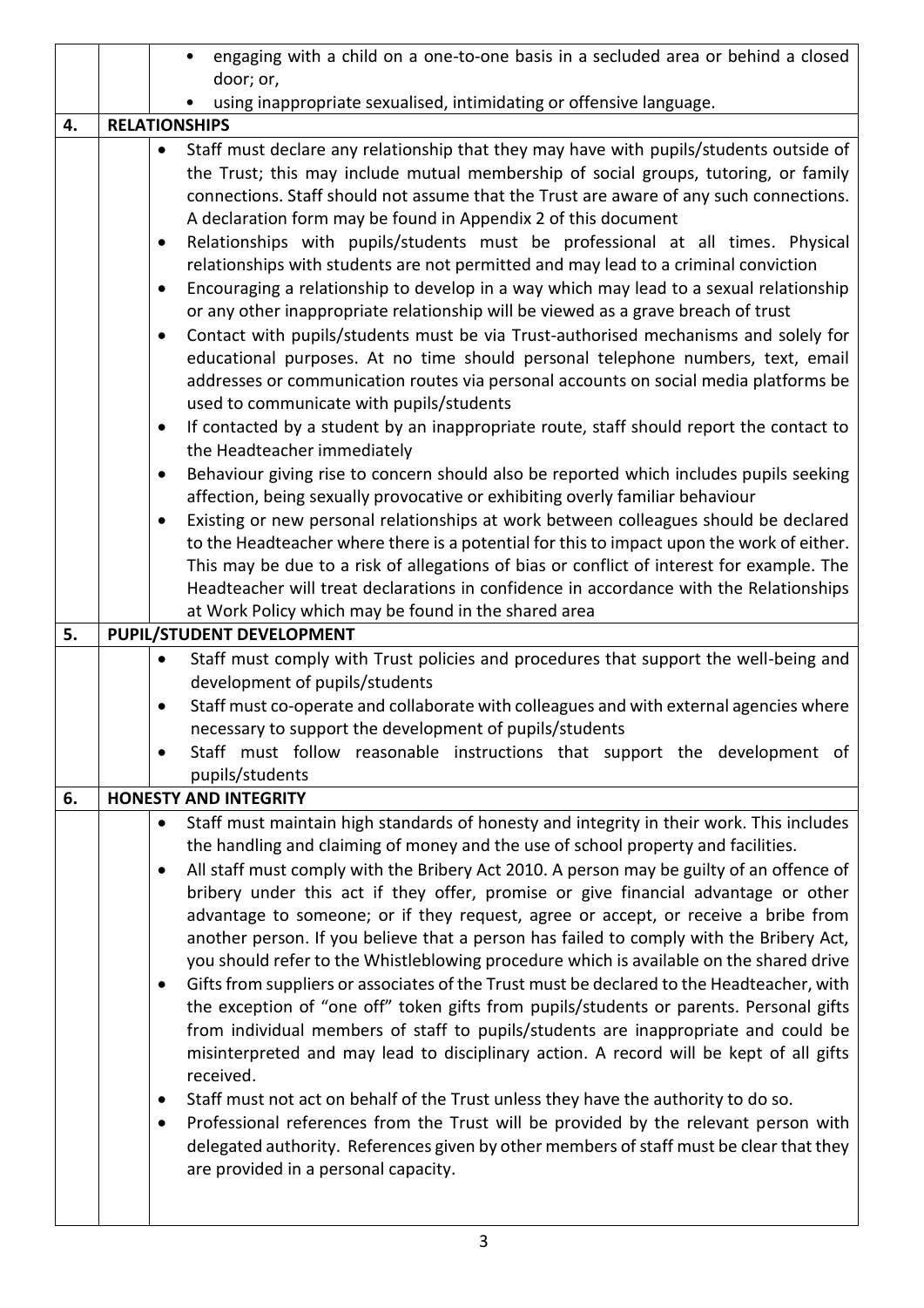- engaging with a child on a one-to-one basis in a secluded area or behind a closed door; or,
- using inappropriate sexualised, intimidating or offensive language.

## 4. RELATIONSHIPS

- Staff must declare any relationship that they may have with pupils/students outside of the Trust; this may include mutual membership of social groups, tutoring, or family connections. Staff should not assume that the Trust are aware of any such connections. A declaration form may be found in Appendix 2 of this document
- Relationships with pupils/students must be professional at all times. Physical relationships with students are not permitted and may lead to a criminal conviction
- Encouraging a relationship to develop in a way which may lead to a sexual relationship or any other inappropriate relationship will be viewed as a grave breach of trust
- Contact with pupils/students must be via Trust-authorised mechanisms and solely for educational purposes. At no time should personal telephone numbers, text, email addresses or communication routes via personal accounts on social media platforms be used to communicate with pupils/students
- If contacted by a student by an inappropriate route, staff should report the contact to the Headteacher immediately
- Behaviour giving rise to concern should also be reported which includes pupils seeking affection, being sexually provocative or exhibiting overly familiar behaviour
- Existing or new personal relationships at work between colleagues should be declared to the Headteacher where there is a potential for this to impact upon the work of either. This may be due to a risk of allegations of bias or conflict of interest for example. The Headteacher will treat declarations in confidence in accordance with the Relationships at Work Policy which may be found in the shared area

## 5. PUPIL/STUDENT DEVELOPMENT

- Staff must comply with Trust policies and procedures that support the well-being and development of pupils/students
- Staff must co-operate and collaborate with colleagues and with external agencies where necessary to support the development of pupils/students
- Staff must follow reasonable instructions that support the development of pupils/students

## 6. HONESTY AND INTEGRITY

- Staff must maintain high standards of honesty and integrity in their work. This includes the handling and claiming of money and the use of school property and facilities.
- All staff must comply with the Bribery Act 2010. A person may be guilty of an offence of bribery under this act if they offer, promise or give financial advantage or other advantage to someone; or if they request, agree or accept, or receive a bribe from another person. If you believe that a person has failed to comply with the Bribery Act, you should refer to the Whistleblowing procedure which is available on the shared drive
- Gifts from suppliers or associates of the Trust must be declared to the Headteacher, with the exception of "one off" token gifts from pupils/students or parents. Personal gifts from individual members of staff to pupils/students are inappropriate and could be misinterpreted and may lead to disciplinary action. A record will be kept of all gifts received.
- Staff must not act on behalf of the Trust unless they have the authority to do so.
- Professional references from the Trust will be provided by the relevant person with delegated authority. References given by other members of staff must be clear that they are provided in a personal capacity.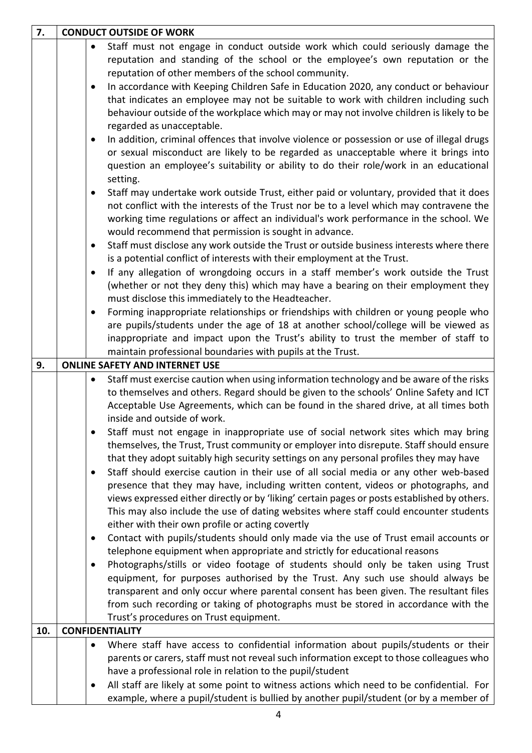| 7. | **CONDUCT OUTSIDE OF WORK** |
|---|---|
| | • Staff must not engage in conduct outside work which could seriously damage the reputation and standing of the school or the employee's own reputation or the reputation of other members of the school community.<br>• In accordance with Keeping Children Safe in Education 2020, any conduct or behaviour that indicates an employee may not be suitable to work with children including such behaviour outside of the workplace which may or may not involve children is likely to be regarded as unacceptable.<br>• In addition, criminal offences that involve violence or possession or use of illegal drugs or sexual misconduct are likely to be regarded as unacceptable where it brings into question an employee's suitability or ability to do their role/work in an educational setting.<br>• Staff may undertake work outside Trust, either paid or voluntary, provided that it does not conflict with the interests of the Trust nor be to a level which may contravene the working time regulations or affect an individual's work performance in the school. We would recommend that permission is sought in advance.<br>• Staff must disclose any work outside the Trust or outside business interests where there is a potential conflict of interests with their employment at the Trust.<br>• If any allegation of wrongdoing occurs in a staff member's work outside the Trust (whether or not they deny this) which may have a bearing on their employment they must disclose this immediately to the Headteacher.<br>• Forming inappropriate relationships or friendships with children or young people who are pupils/students under the age of 18 at another school/college will be viewed as inappropriate and impact upon the Trust's ability to trust the member of staff to maintain professional boundaries with pupils at the Trust. |
| 9. | **ONLINE SAFETY AND INTERNET USE** |
| | • Staff must exercise caution when using information technology and be aware of the risks to themselves and others. Regard should be given to the schools' Online Safety and ICT Acceptable Use Agreements, which can be found in the shared drive, at all times both inside and outside of work.<br>• Staff must not engage in inappropriate use of social network sites which may bring themselves, the Trust, Trust community or employer into disrepute. Staff should ensure that they adopt suitably high security settings on any personal profiles they may have<br>• Staff should exercise caution in their use of all social media or any other web-based presence that they may have, including written content, videos or photographs, and views expressed either directly or by 'liking' certain pages or posts established by others. This may also include the use of dating websites where staff could encounter students either with their own profile or acting covertly<br>• Contact with pupils/students should only made via the use of Trust email accounts or telephone equipment when appropriate and strictly for educational reasons<br>• Photographs/stills or video footage of students should only be taken using Trust equipment, for purposes authorised by the Trust. Any such use should always be transparent and only occur where parental consent has been given. The resultant files from such recording or taking of photographs must be stored in accordance with the Trust's procedures on Trust equipment. |
| 10. | **CONFIDENTIALITY** |
| | • Where staff have access to confidential information about pupils/students or their parents or carers, staff must not reveal such information except to those colleagues who have a professional role in relation to the pupil/student<br>• All staff are likely at some point to witness actions which need to be confidential. For example, where a pupil/student is bullied by another pupil/student (or by a member of |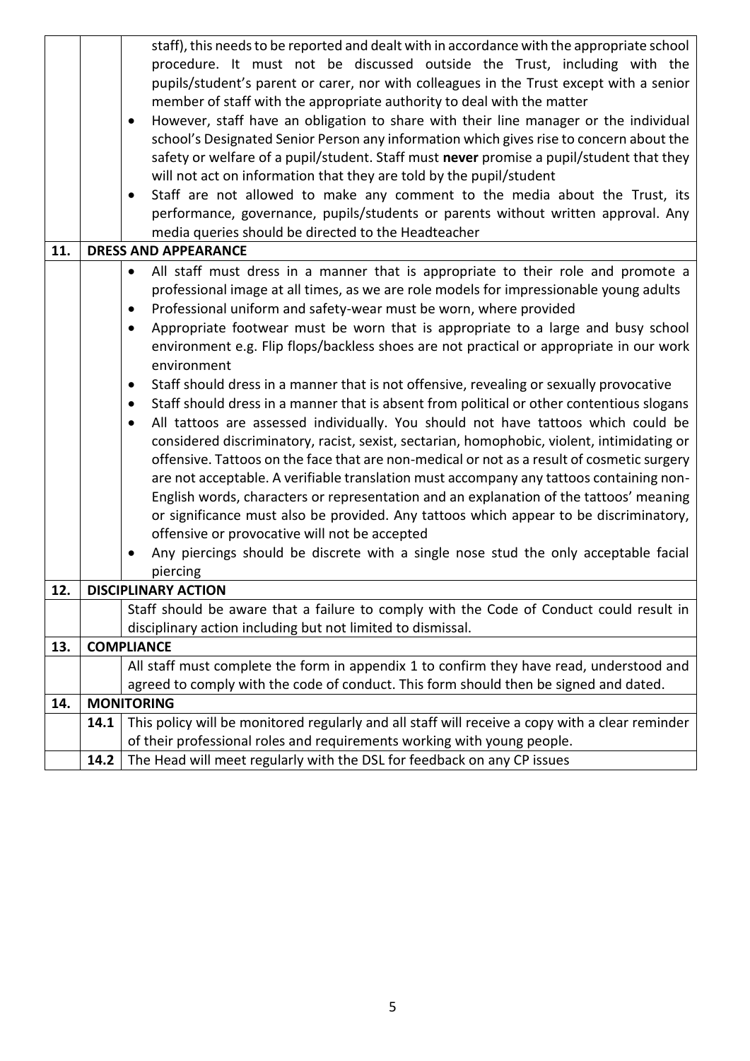| | | |
|---|---|---|
| | | staff), this needs to be reported and dealt with in accordance with the appropriate school procedure. It must not be discussed outside the Trust, including with the pupils/student's parent or carer, nor with colleagues in the Trust except with a senior member of staff with the appropriate authority to deal with the matter<br>• However, staff have an obligation to share with their line manager or the individual school's Designated Senior Person any information which gives rise to concern about the safety or welfare of a pupil/student. Staff must **never** promise a pupil/student that they will not act on information that they are told by the pupil/student<br>• Staff are not allowed to make any comment to the media about the Trust, its performance, governance, pupils/students or parents without written approval. Any media queries should be directed to the Headteacher |
| **11.** | **DRESS AND APPEARANCE** | |
| | | • All staff must dress in a manner that is appropriate to their role and promote a professional image at all times, as we are role models for impressionable young adults<br>• Professional uniform and safety-wear must be worn, where provided<br>• Appropriate footwear must be worn that is appropriate to a large and busy school environment e.g. Flip flops/backless shoes are not practical or appropriate in our work environment<br>• Staff should dress in a manner that is not offensive, revealing or sexually provocative<br>• Staff should dress in a manner that is absent from political or other contentious slogans<br>• All tattoos are assessed individually. You should not have tattoos which could be considered discriminatory, racist, sexist, sectarian, homophobic, violent, intimidating or offensive. Tattoos on the face that are non-medical or not as a result of cosmetic surgery are not acceptable. A verifiable translation must accompany any tattoos containing non-English words, characters or representation and an explanation of the tattoos' meaning or significance must also be provided. Any tattoos which appear to be discriminatory, offensive or provocative will not be accepted<br>• Any piercings should be discrete with a single nose stud the only acceptable facial piercing |
| **12.** | **DISCIPLINARY ACTION** | |
| | | Staff should be aware that a failure to comply with the Code of Conduct could result in disciplinary action including but not limited to dismissal. |
| **13.** | **COMPLIANCE** | |
| | | All staff must complete the form in appendix 1 to confirm they have read, understood and agreed to comply with the code of conduct. This form should then be signed and dated. |
| **14.** | **MONITORING** | |
| | **14.1** | This policy will be monitored regularly and all staff will receive a copy with a clear reminder of their professional roles and requirements working with young people. |
| | **14.2** | The Head will meet regularly with the DSL for feedback on any CP issues |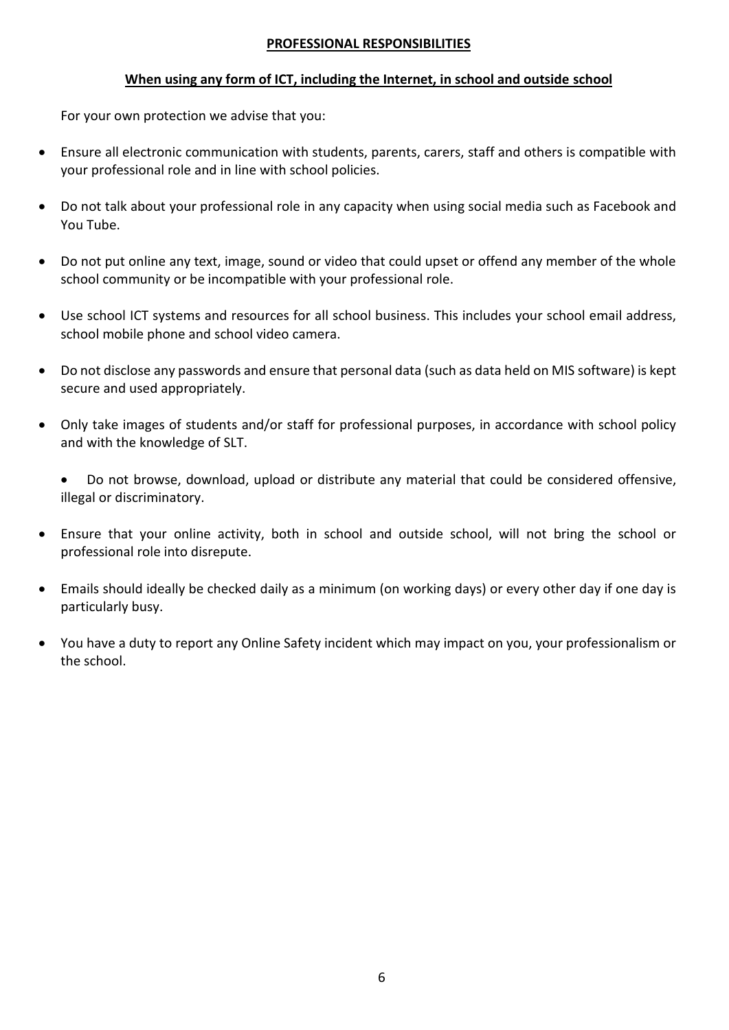## **PROFESSIONAL RESPONSIBILITIES**

### **When using any form of ICT, including the Internet, in school and outside school**

For your own protection we advise that you:

- Ensure all electronic communication with students, parents, carers, staff and others is compatible with your professional role and in line with school policies.
- Do not talk about your professional role in any capacity when using social media such as Facebook and You Tube.
- Do not put online any text, image, sound or video that could upset or offend any member of the whole school community or be incompatible with your professional role.
- Use school ICT systems and resources for all school business. This includes your school email address, school mobile phone and school video camera.
- Do not disclose any passwords and ensure that personal data (such as data held on MIS software) is kept secure and used appropriately.
- Only take images of students and/or staff for professional purposes, in accordance with school policy and with the knowledge of SLT.
- Do not browse, download, upload or distribute any material that could be considered offensive, illegal or discriminatory.
- Ensure that your online activity, both in school and outside school, will not bring the school or professional role into disrepute.
- Emails should ideally be checked daily as a minimum (on working days) or every other day if one day is particularly busy.
- You have a duty to report any Online Safety incident which may impact on you, your professionalism or the school.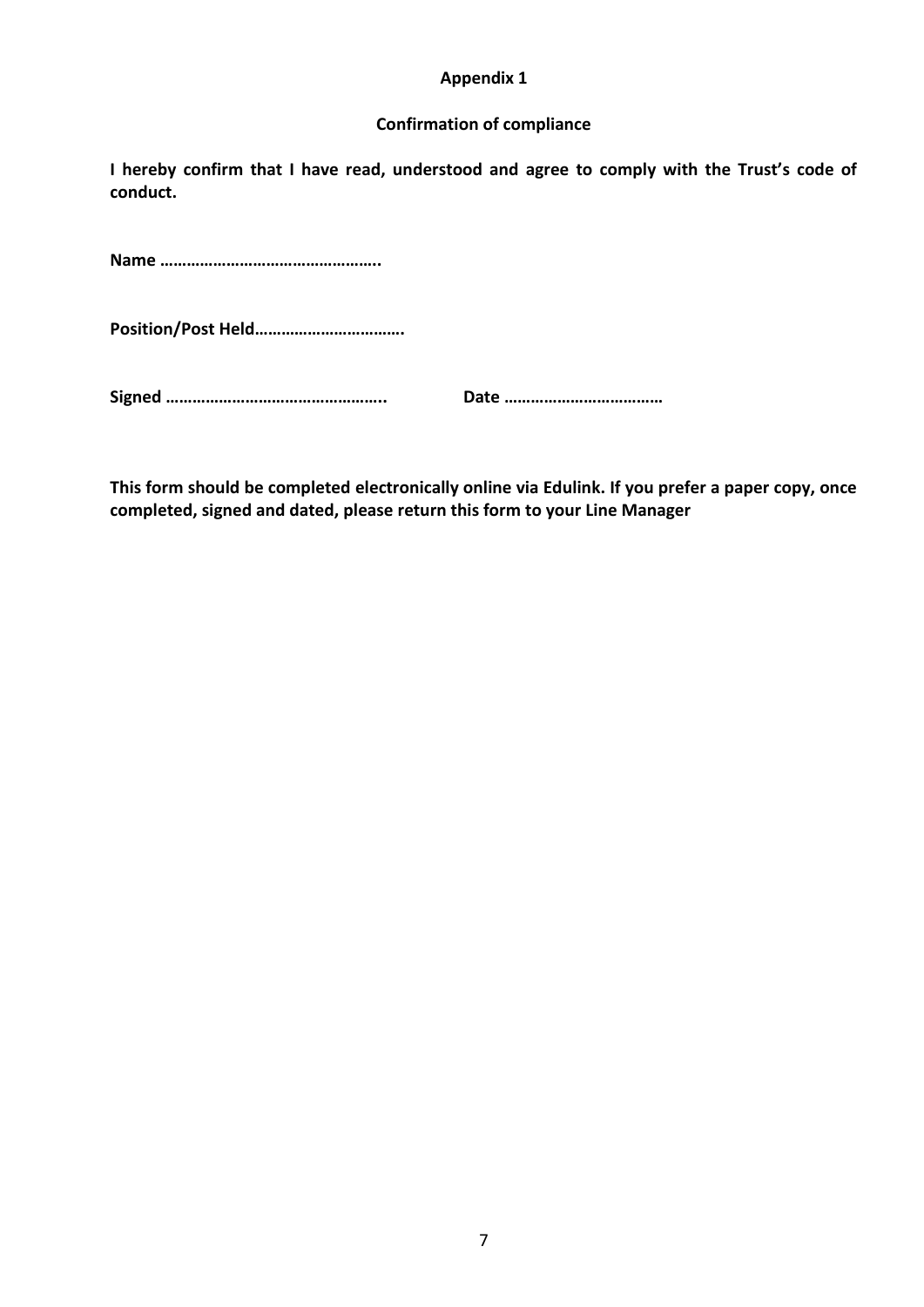**Appendix 1**

**Confirmation of compliance**

**I hereby confirm that I have read, understood and agree to comply with the Trust's code of conduct.**

**Name …………………………………………..**

**Position/Post Held…………………………….**

**Signed …………………………………………..** **Date ………………………………**

**This form should be completed electronically online via Edulink. If you prefer a paper copy, once completed, signed and dated, please return this form to your Line Manager**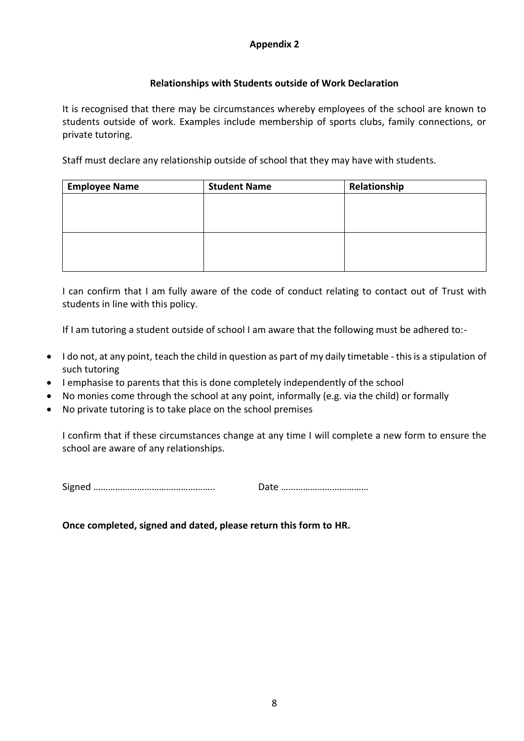**Appendix 2**

**Relationships with Students outside of Work Declaration**

It is recognised that there may be circumstances whereby employees of the school are known to students outside of work. Examples include membership of sports clubs, family connections, or private tutoring.

Staff must declare any relationship outside of school that they may have with students.

| Employee Name | Student Name | Relationship |
|---|---|---|
| | | |
| | | |

I can confirm that I am fully aware of the code of conduct relating to contact out of Trust with students in line with this policy.

If I am tutoring a student outside of school I am aware that the following must be adhered to:-

- I do not, at any point, teach the child in question as part of my daily timetable - this is a stipulation of such tutoring
- I emphasise to parents that this is done completely independently of the school
- No monies come through the school at any point, informally (e.g. via the child) or formally
- No private tutoring is to take place on the school premises

I confirm that if these circumstances change at any time I will complete a new form to ensure the school are aware of any relationships.

Signed ………………………………………….. Date ………………………………

**Once completed, signed and dated, please return this form to HR.**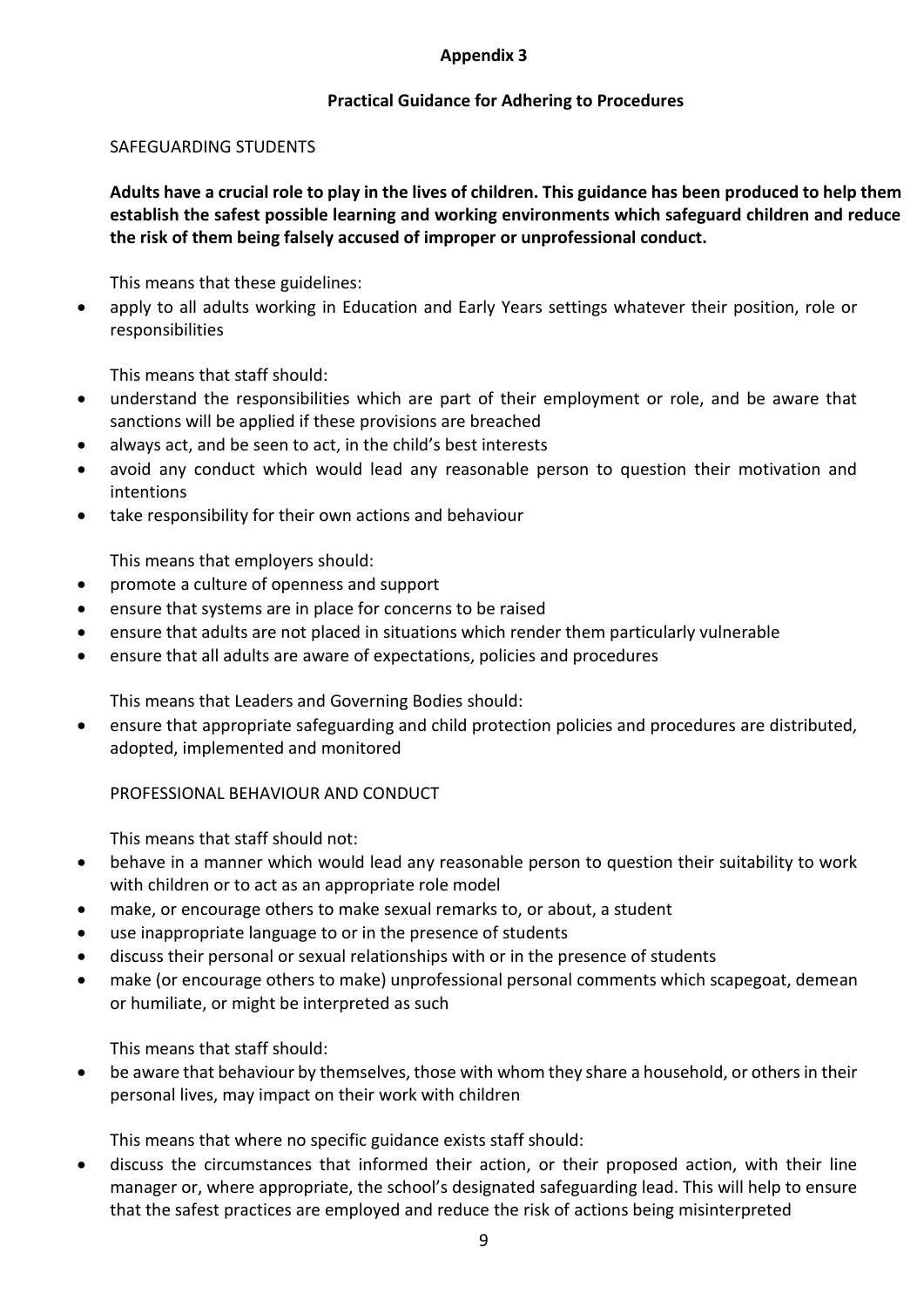## Appendix 3

### Practical Guidance for Adhering to Procedures

SAFEGUARDING STUDENTS

**Adults have a crucial role to play in the lives of children. This guidance has been produced to help them establish the safest possible learning and working environments which safeguard children and reduce the risk of them being falsely accused of improper or unprofessional conduct.**

This means that these guidelines:

- apply to all adults working in Education and Early Years settings whatever their position, role or responsibilities

This means that staff should:

- understand the responsibilities which are part of their employment or role, and be aware that sanctions will be applied if these provisions are breached
- always act, and be seen to act, in the child's best interests
- avoid any conduct which would lead any reasonable person to question their motivation and intentions
- take responsibility for their own actions and behaviour

This means that employers should:

- promote a culture of openness and support
- ensure that systems are in place for concerns to be raised
- ensure that adults are not placed in situations which render them particularly vulnerable
- ensure that all adults are aware of expectations, policies and procedures

This means that Leaders and Governing Bodies should:

- ensure that appropriate safeguarding and child protection policies and procedures are distributed, adopted, implemented and monitored

PROFESSIONAL BEHAVIOUR AND CONDUCT

This means that staff should not:

- behave in a manner which would lead any reasonable person to question their suitability to work with children or to act as an appropriate role model
- make, or encourage others to make sexual remarks to, or about, a student
- use inappropriate language to or in the presence of students
- discuss their personal or sexual relationships with or in the presence of students
- make (or encourage others to make) unprofessional personal comments which scapegoat, demean or humiliate, or might be interpreted as such

This means that staff should:

- be aware that behaviour by themselves, those with whom they share a household, or others in their personal lives, may impact on their work with children

This means that where no specific guidance exists staff should:

- discuss the circumstances that informed their action, or their proposed action, with their line manager or, where appropriate, the school's designated safeguarding lead. This will help to ensure that the safest practices are employed and reduce the risk of actions being misinterpreted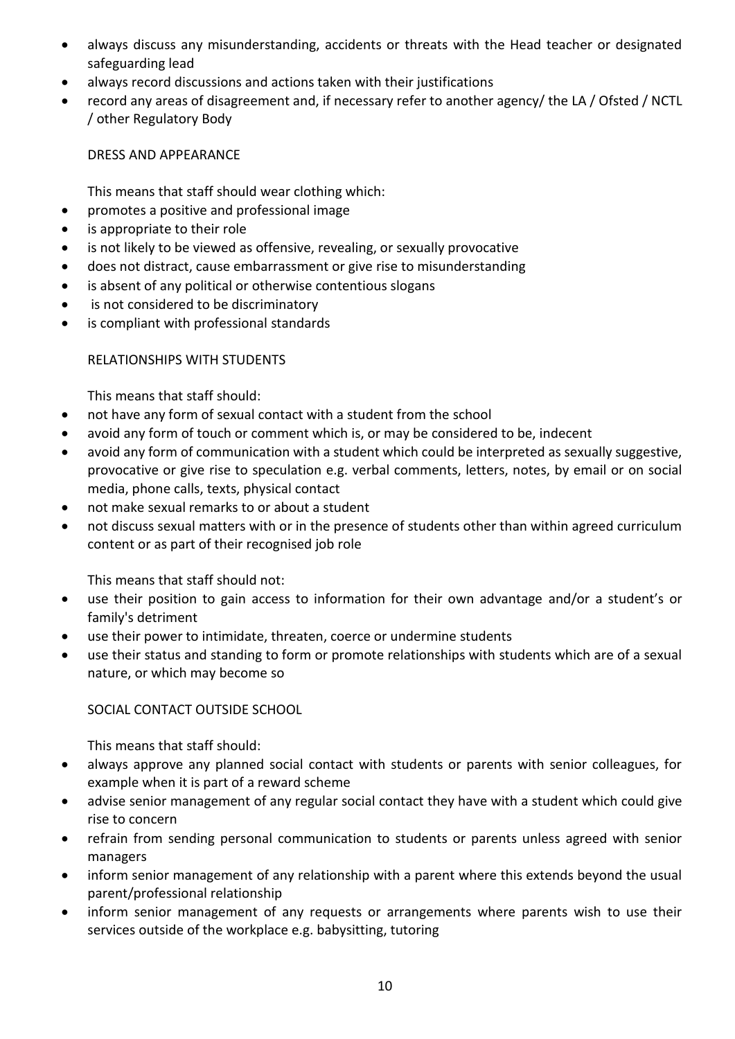- always discuss any misunderstanding, accidents or threats with the Head teacher or designated safeguarding lead
- always record discussions and actions taken with their justifications
- record any areas of disagreement and, if necessary refer to another agency/ the LA / Ofsted / NCTL / other Regulatory Body

## DRESS AND APPEARANCE

This means that staff should wear clothing which:

- promotes a positive and professional image
- is appropriate to their role
- is not likely to be viewed as offensive, revealing, or sexually provocative
- does not distract, cause embarrassment or give rise to misunderstanding
- is absent of any political or otherwise contentious slogans
- is not considered to be discriminatory
- is compliant with professional standards

## RELATIONSHIPS WITH STUDENTS

This means that staff should:

- not have any form of sexual contact with a student from the school
- avoid any form of touch or comment which is, or may be considered to be, indecent
- avoid any form of communication with a student which could be interpreted as sexually suggestive, provocative or give rise to speculation e.g. verbal comments, letters, notes, by email or on social media, phone calls, texts, physical contact
- not make sexual remarks to or about a student
- not discuss sexual matters with or in the presence of students other than within agreed curriculum content or as part of their recognised job role

This means that staff should not:

- use their position to gain access to information for their own advantage and/or a student's or family's detriment
- use their power to intimidate, threaten, coerce or undermine students
- use their status and standing to form or promote relationships with students which are of a sexual nature, or which may become so

## SOCIAL CONTACT OUTSIDE SCHOOL

This means that staff should:

- always approve any planned social contact with students or parents with senior colleagues, for example when it is part of a reward scheme
- advise senior management of any regular social contact they have with a student which could give rise to concern
- refrain from sending personal communication to students or parents unless agreed with senior managers
- inform senior management of any relationship with a parent where this extends beyond the usual parent/professional relationship
- inform senior management of any requests or arrangements where parents wish to use their services outside of the workplace e.g. babysitting, tutoring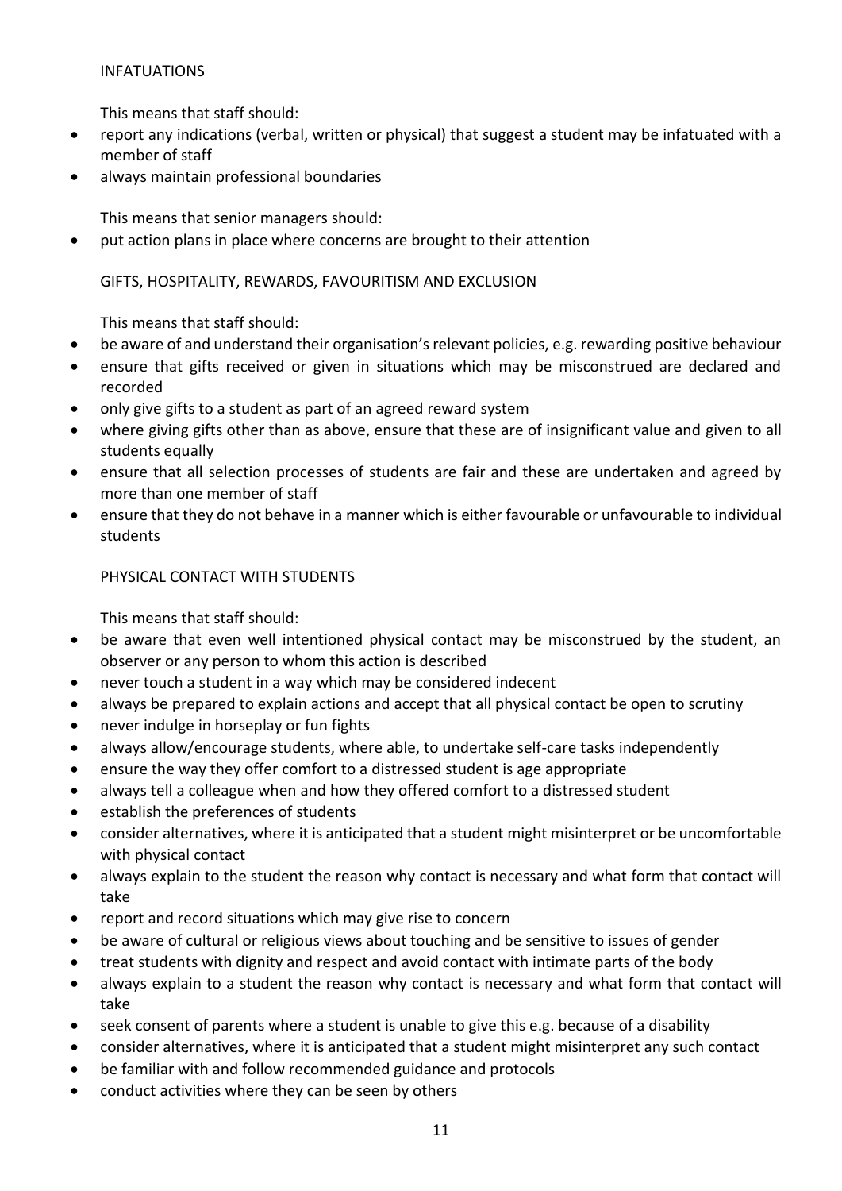### INFATUATIONS

This means that staff should:

- report any indications (verbal, written or physical) that suggest a student may be infatuated with a member of staff
- always maintain professional boundaries

This means that senior managers should:

- put action plans in place where concerns are brought to their attention

### GIFTS, HOSPITALITY, REWARDS, FAVOURITISM AND EXCLUSION

This means that staff should:

- be aware of and understand their organisation's relevant policies, e.g. rewarding positive behaviour
- ensure that gifts received or given in situations which may be misconstrued are declared and recorded
- only give gifts to a student as part of an agreed reward system
- where giving gifts other than as above, ensure that these are of insignificant value and given to all students equally
- ensure that all selection processes of students are fair and these are undertaken and agreed by more than one member of staff
- ensure that they do not behave in a manner which is either favourable or unfavourable to individual students

### PHYSICAL CONTACT WITH STUDENTS

This means that staff should:

- be aware that even well intentioned physical contact may be misconstrued by the student, an observer or any person to whom this action is described
- never touch a student in a way which may be considered indecent
- always be prepared to explain actions and accept that all physical contact be open to scrutiny
- never indulge in horseplay or fun fights
- always allow/encourage students, where able, to undertake self-care tasks independently
- ensure the way they offer comfort to a distressed student is age appropriate
- always tell a colleague when and how they offered comfort to a distressed student
- establish the preferences of students
- consider alternatives, where it is anticipated that a student might misinterpret or be uncomfortable with physical contact
- always explain to the student the reason why contact is necessary and what form that contact will take
- report and record situations which may give rise to concern
- be aware of cultural or religious views about touching and be sensitive to issues of gender
- treat students with dignity and respect and avoid contact with intimate parts of the body
- always explain to a student the reason why contact is necessary and what form that contact will take
- seek consent of parents where a student is unable to give this e.g. because of a disability
- consider alternatives, where it is anticipated that a student might misinterpret any such contact
- be familiar with and follow recommended guidance and protocols
- conduct activities where they can be seen by others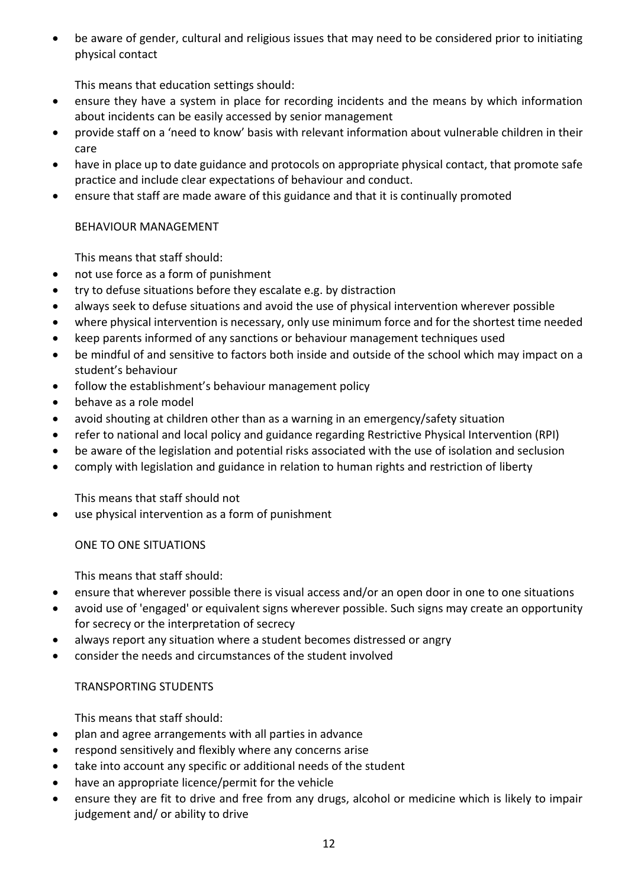- be aware of gender, cultural and religious issues that may need to be considered prior to initiating physical contact

This means that education settings should:

- ensure they have a system in place for recording incidents and the means by which information about incidents can be easily accessed by senior management
- provide staff on a 'need to know' basis with relevant information about vulnerable children in their care
- have in place up to date guidance and protocols on appropriate physical contact, that promote safe practice and include clear expectations of behaviour and conduct.
- ensure that staff are made aware of this guidance and that it is continually promoted

BEHAVIOUR MANAGEMENT

This means that staff should:

- not use force as a form of punishment
- try to defuse situations before they escalate e.g. by distraction
- always seek to defuse situations and avoid the use of physical intervention wherever possible
- where physical intervention is necessary, only use minimum force and for the shortest time needed
- keep parents informed of any sanctions or behaviour management techniques used
- be mindful of and sensitive to factors both inside and outside of the school which may impact on a student's behaviour
- follow the establishment's behaviour management policy
- behave as a role model
- avoid shouting at children other than as a warning in an emergency/safety situation
- refer to national and local policy and guidance regarding Restrictive Physical Intervention (RPI)
- be aware of the legislation and potential risks associated with the use of isolation and seclusion
- comply with legislation and guidance in relation to human rights and restriction of liberty

This means that staff should not

- use physical intervention as a form of punishment

ONE TO ONE SITUATIONS

This means that staff should:

- ensure that wherever possible there is visual access and/or an open door in one to one situations
- avoid use of 'engaged' or equivalent signs wherever possible. Such signs may create an opportunity for secrecy or the interpretation of secrecy
- always report any situation where a student becomes distressed or angry
- consider the needs and circumstances of the student involved

TRANSPORTING STUDENTS

This means that staff should:

- plan and agree arrangements with all parties in advance
- respond sensitively and flexibly where any concerns arise
- take into account any specific or additional needs of the student
- have an appropriate licence/permit for the vehicle
- ensure they are fit to drive and free from any drugs, alcohol or medicine which is likely to impair judgement and/ or ability to drive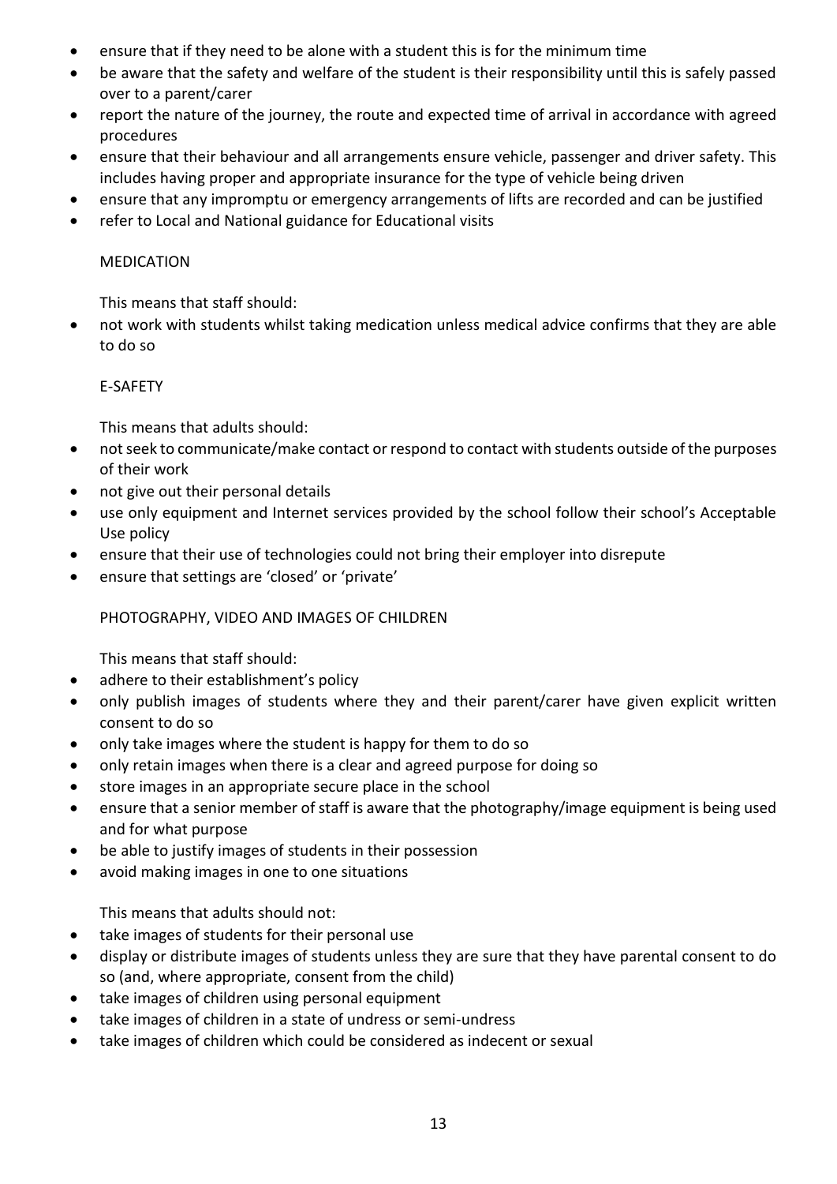- ensure that if they need to be alone with a student this is for the minimum time
- be aware that the safety and welfare of the student is their responsibility until this is safely passed over to a parent/carer
- report the nature of the journey, the route and expected time of arrival in accordance with agreed procedures
- ensure that their behaviour and all arrangements ensure vehicle, passenger and driver safety. This includes having proper and appropriate insurance for the type of vehicle being driven
- ensure that any impromptu or emergency arrangements of lifts are recorded and can be justified
- refer to Local and National guidance for Educational visits

MEDICATION

This means that staff should:

- not work with students whilst taking medication unless medical advice confirms that they are able to do so

E-SAFETY

This means that adults should:

- not seek to communicate/make contact or respond to contact with students outside of the purposes of their work
- not give out their personal details
- use only equipment and Internet services provided by the school follow their school's Acceptable Use policy
- ensure that their use of technologies could not bring their employer into disrepute
- ensure that settings are 'closed' or 'private'

PHOTOGRAPHY, VIDEO AND IMAGES OF CHILDREN

This means that staff should:

- adhere to their establishment's policy
- only publish images of students where they and their parent/carer have given explicit written consent to do so
- only take images where the student is happy for them to do so
- only retain images when there is a clear and agreed purpose for doing so
- store images in an appropriate secure place in the school
- ensure that a senior member of staff is aware that the photography/image equipment is being used and for what purpose
- be able to justify images of students in their possession
- avoid making images in one to one situations

This means that adults should not:

- take images of students for their personal use
- display or distribute images of students unless they are sure that they have parental consent to do so (and, where appropriate, consent from the child)
- take images of children using personal equipment
- take images of children in a state of undress or semi-undress
- take images of children which could be considered as indecent or sexual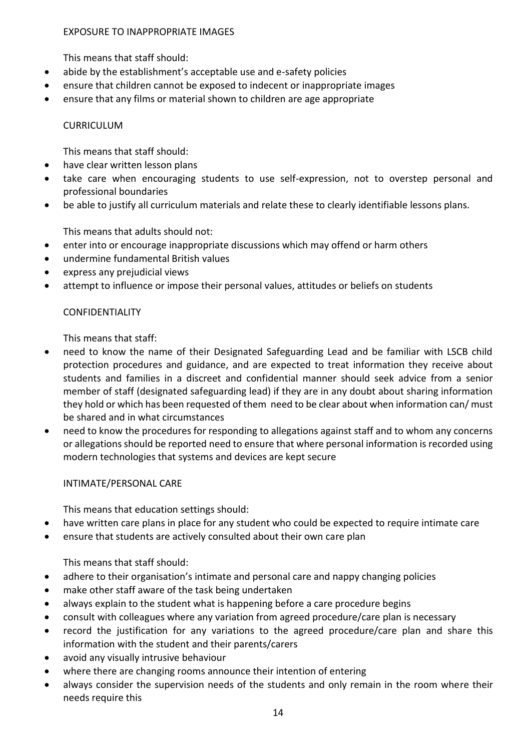EXPOSURE TO INAPPROPRIATE IMAGES

This means that staff should:

- abide by the establishment's acceptable use and e-safety policies
- ensure that children cannot be exposed to indecent or inappropriate images
- ensure that any films or material shown to children are age appropriate

CURRICULUM

This means that staff should:

- have clear written lesson plans
- take care when encouraging students to use self-expression, not to overstep personal and professional boundaries
- be able to justify all curriculum materials and relate these to clearly identifiable lessons plans.

This means that adults should not:

- enter into or encourage inappropriate discussions which may offend or harm others
- undermine fundamental British values
- express any prejudicial views
- attempt to influence or impose their personal values, attitudes or beliefs on students

CONFIDENTIALITY

This means that staff:

- need to know the name of their Designated Safeguarding Lead and be familiar with LSCB child protection procedures and guidance, and are expected to treat information they receive about students and families in a discreet and confidential manner should seek advice from a senior member of staff (designated safeguarding lead) if they are in any doubt about sharing information they hold or which has been requested of them need to be clear about when information can/ must be shared and in what circumstances
- need to know the procedures for responding to allegations against staff and to whom any concerns or allegations should be reported need to ensure that where personal information is recorded using modern technologies that systems and devices are kept secure

INTIMATE/PERSONAL CARE

This means that education settings should:

- have written care plans in place for any student who could be expected to require intimate care
- ensure that students are actively consulted about their own care plan

This means that staff should:

- adhere to their organisation's intimate and personal care and nappy changing policies
- make other staff aware of the task being undertaken
- always explain to the student what is happening before a care procedure begins
- consult with colleagues where any variation from agreed procedure/care plan is necessary
- record the justification for any variations to the agreed procedure/care plan and share this information with the student and their parents/carers
- avoid any visually intrusive behaviour
- where there are changing rooms announce their intention of entering
- always consider the supervision needs of the students and only remain in the room where their needs require this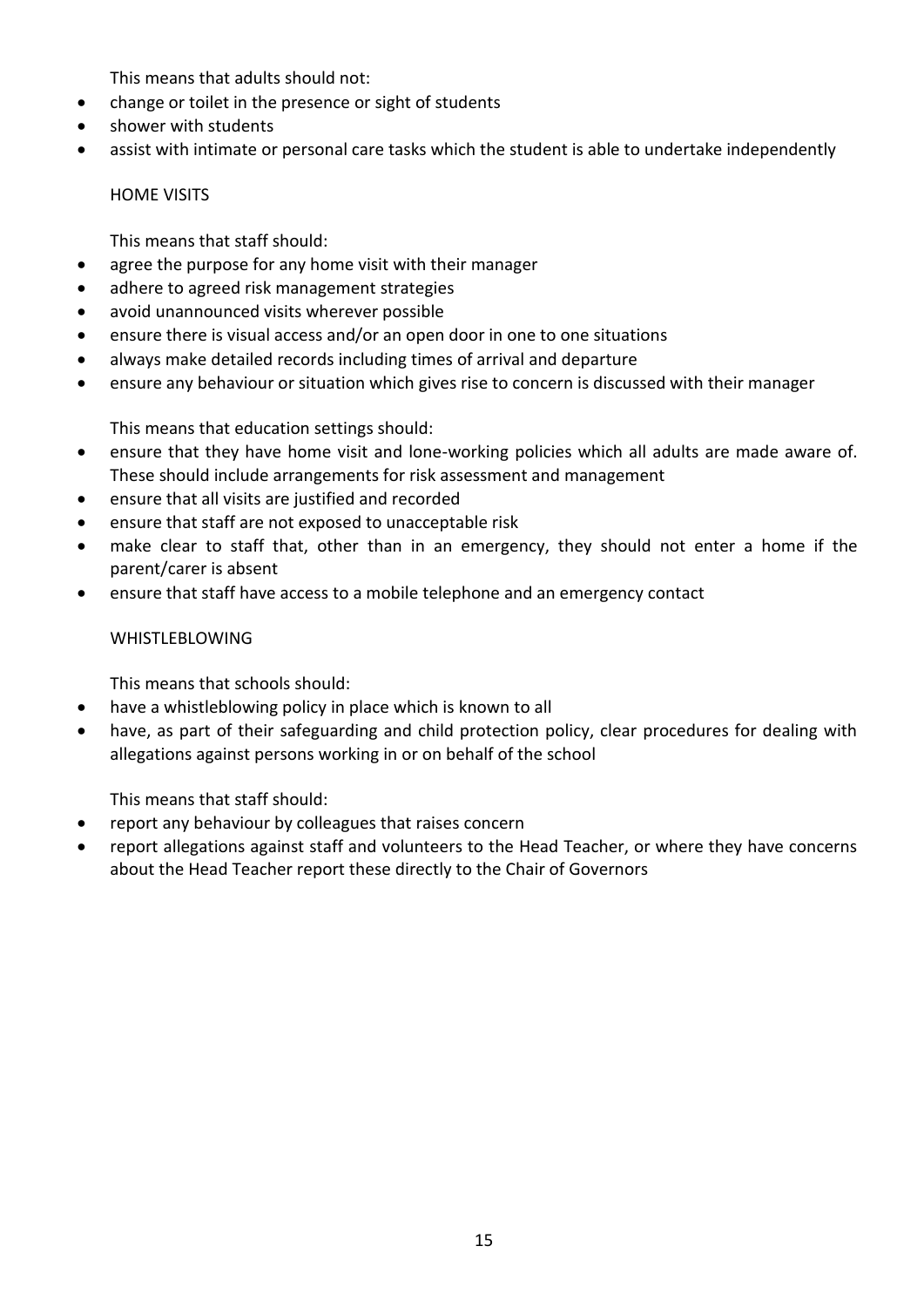This means that adults should not:

- change or toilet in the presence or sight of students
- shower with students
- assist with intimate or personal care tasks which the student is able to undertake independently

HOME VISITS

This means that staff should:

- agree the purpose for any home visit with their manager
- adhere to agreed risk management strategies
- avoid unannounced visits wherever possible
- ensure there is visual access and/or an open door in one to one situations
- always make detailed records including times of arrival and departure
- ensure any behaviour or situation which gives rise to concern is discussed with their manager

This means that education settings should:

- ensure that they have home visit and lone-working policies which all adults are made aware of. These should include arrangements for risk assessment and management
- ensure that all visits are justified and recorded
- ensure that staff are not exposed to unacceptable risk
- make clear to staff that, other than in an emergency, they should not enter a home if the parent/carer is absent
- ensure that staff have access to a mobile telephone and an emergency contact

WHISTLEBLOWING

This means that schools should:

- have a whistleblowing policy in place which is known to all
- have, as part of their safeguarding and child protection policy, clear procedures for dealing with allegations against persons working in or on behalf of the school

This means that staff should:

- report any behaviour by colleagues that raises concern
- report allegations against staff and volunteers to the Head Teacher, or where they have concerns about the Head Teacher report these directly to the Chair of Governors